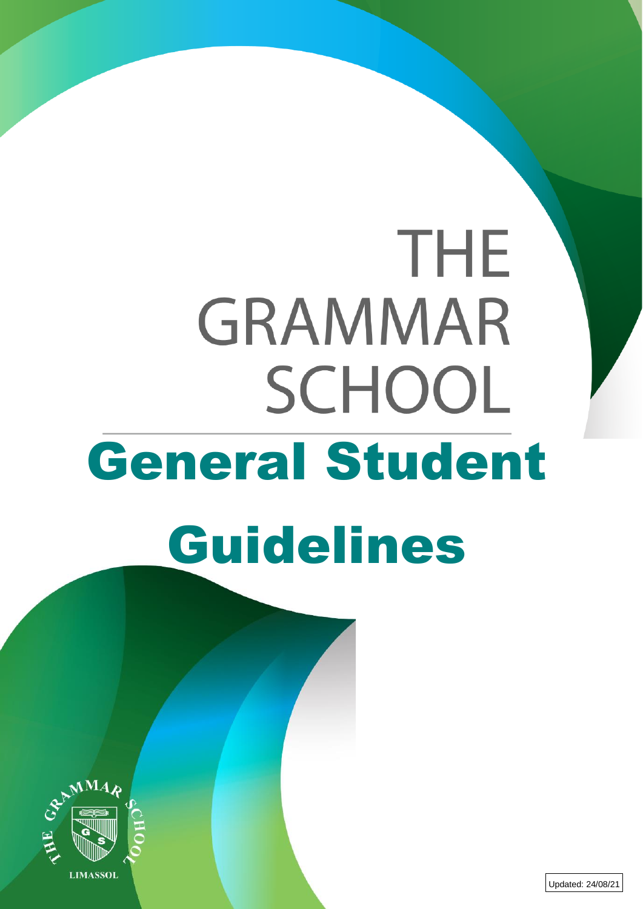# THE GRAMMAR SCHOOL

# General Student Guidelines

THE GRAMMAR SCHOOL LIMASSOL

Updated: 24/08/21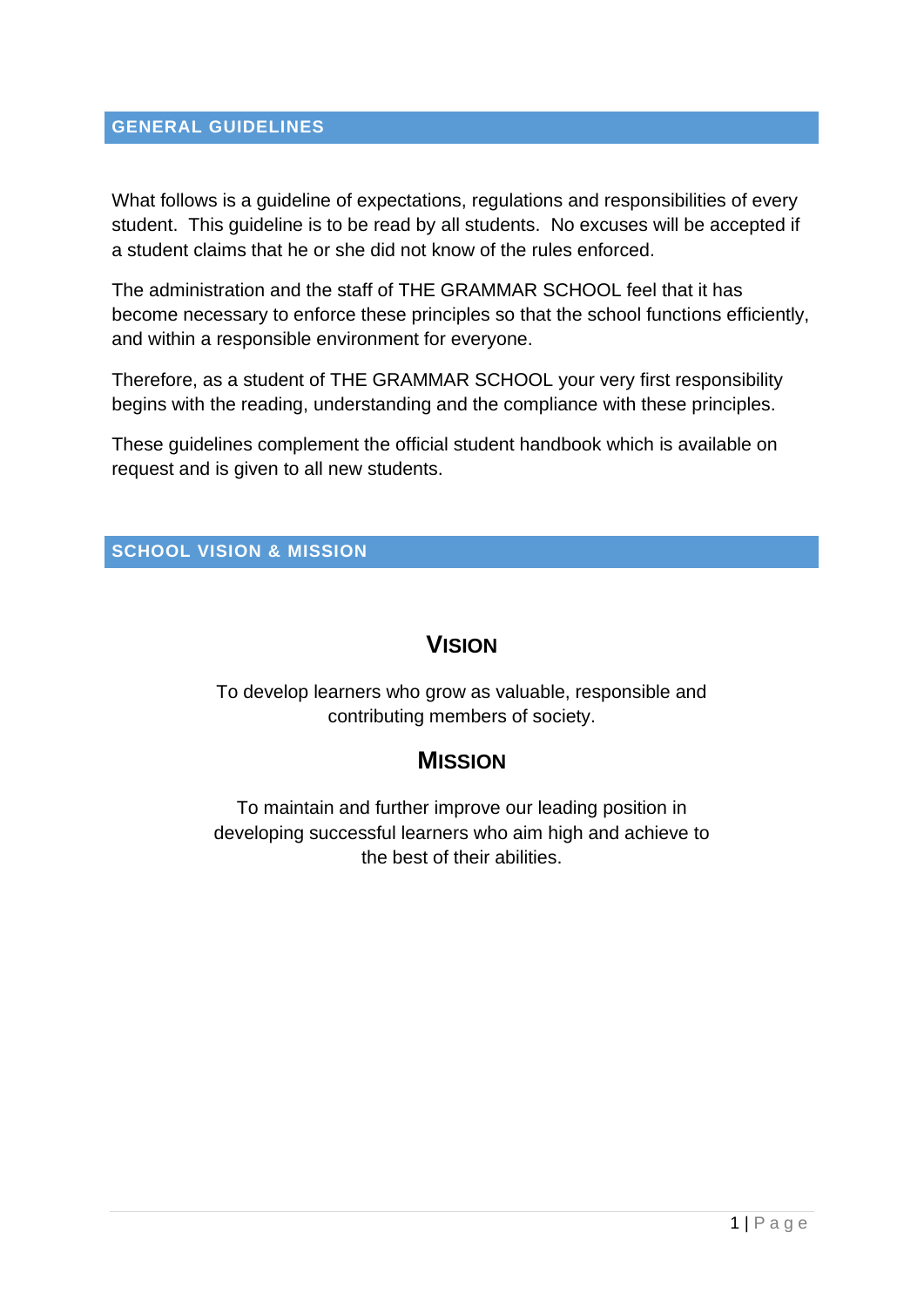## GENERAL GUIDELINES

What follows is a guideline of expectations, regulations and responsibilities of every student. This guideline is to be read by all students. No excuses will be accepted if a student claims that he or she did not know of the rules enforced.

The administration and the staff of THE GRAMMAR SCHOOL feel that it has become necessary to enforce these principles so that the school functions efficiently, and within a responsible environment for everyone.

Therefore, as a student of THE GRAMMAR SCHOOL your very first responsibility begins with the reading, understanding and the compliance with these principles.

These guidelines complement the official student handbook which is available on request and is given to all new students.

## SCHOOL VISION & MISSION

### VISION

To develop learners who grow as valuable, responsible and contributing members of society.

### MISSION

To maintain and further improve our leading position in developing successful learners who aim high and achieve to the best of their abilities.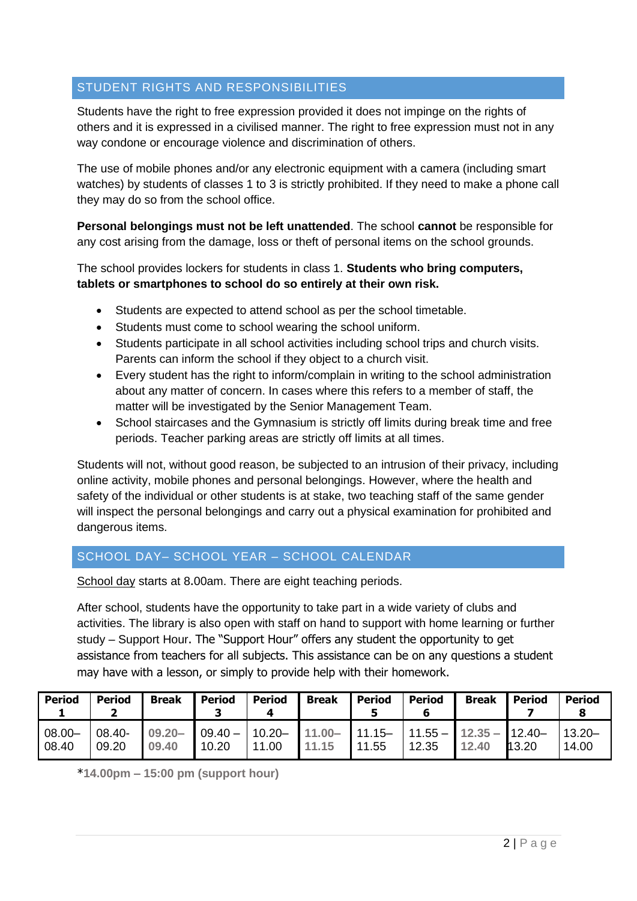## STUDENT RIGHTS AND RESPONSIBILITIES

Students have the right to free expression provided it does not impinge on the rights of others and it is expressed in a civilised manner. The right to free expression must not in any way condone or encourage violence and discrimination of others.

The use of mobile phones and/or any electronic equipment with a camera (including smart watches) by students of classes 1 to 3 is strictly prohibited. If they need to make a phone call they may do so from the school office.

**Personal belongings must not be left unattended**. The school **cannot** be responsible for any cost arising from the damage, loss or theft of personal items on the school grounds.

The school provides lockers for students in class 1. **Students who bring computers, tablets or smartphones to school do so entirely at their own risk.**

- Students are expected to attend school as per the school timetable.
- Students must come to school wearing the school uniform.
- Students participate in all school activities including school trips and church visits. Parents can inform the school if they object to a church visit.
- Every student has the right to inform/complain in writing to the school administration about any matter of concern. In cases where this refers to a member of staff, the matter will be investigated by the Senior Management Team.
- School staircases and the Gymnasium is strictly off limits during break time and free periods. Teacher parking areas are strictly off limits at all times.

Students will not, without good reason, be subjected to an intrusion of their privacy, including online activity, mobile phones and personal belongings. However, where the health and safety of the individual or other students is at stake, two teaching staff of the same gender will inspect the personal belongings and carry out a physical examination for prohibited and dangerous items.

## SCHOOL DAY– SCHOOL YEAR – SCHOOL CALENDAR

School day starts at 8.00am. There are eight teaching periods.

After school, students have the opportunity to take part in a wide variety of clubs and activities. The library is also open with staff on hand to support with home learning or further study – Support Hour. The "Support Hour" offers any student the opportunity to get assistance from teachers for all subjects. This assistance can be on any questions a student may have with a lesson, or simply to provide help with their homework.

| Period 1 | Period 2 | Break | Period 3 | Period 4 | Break | Period 5 | Period 6 | Break | Period 7 | Period 8 |
|---|---|---|---|---|---|---|---|---|---|---|
| 08.00–08.40 | 08.40-09.20 | **09.20–09.40** | 09.40 – 10.20 | 10.20–11.00 | **11.00–11.15** | 11.15–11.55 | 11.55 – 12.35 | **12.35 – 12.40** | 12.40–13.20 | 13.20–14.00 |

***14.00pm – 15:00 pm (support hour)**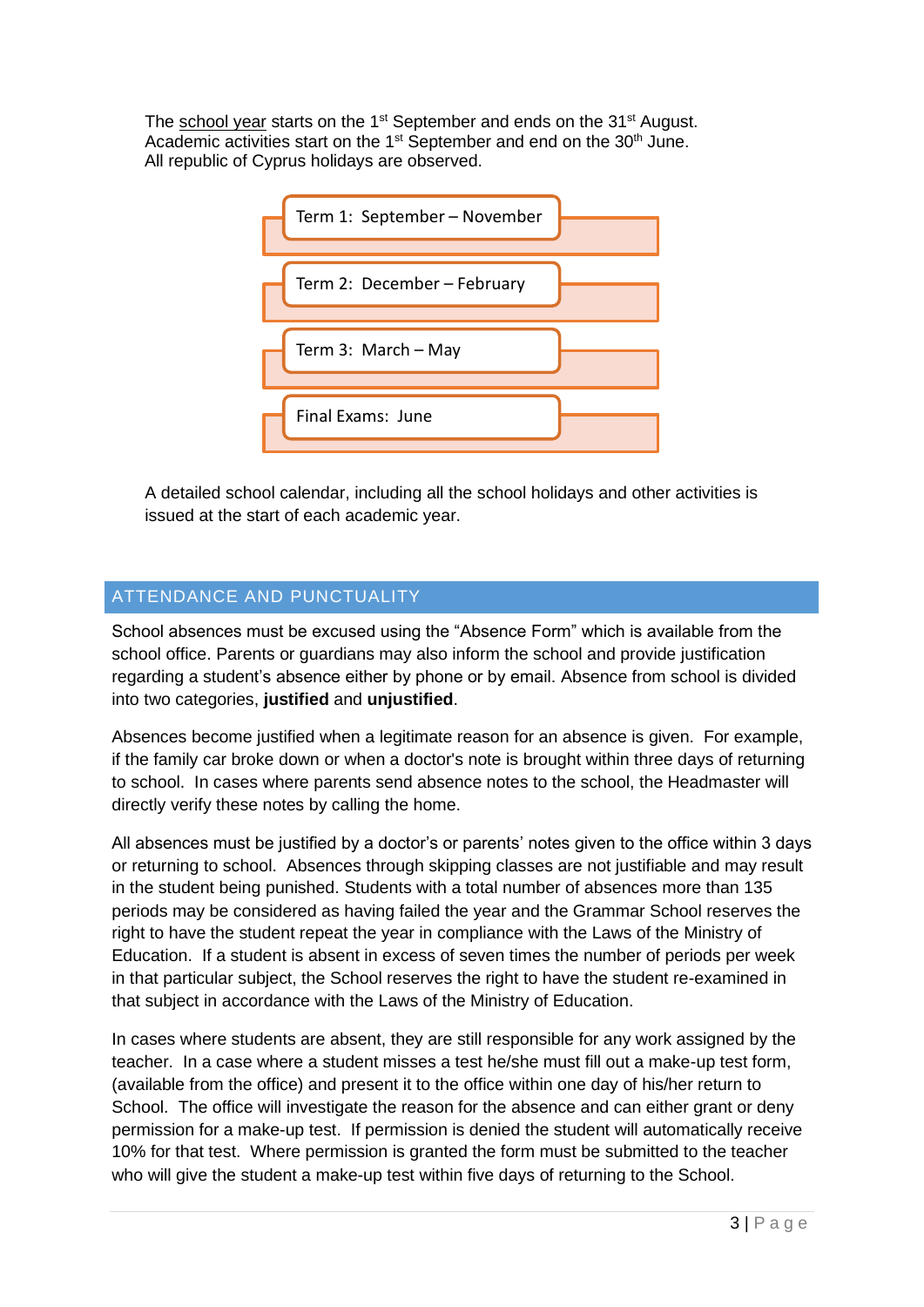The school year starts on the 1st September and ends on the 31st August.
Academic activities start on the 1st September and end on the 30th June.
All republic of Cyprus holidays are observed.

- Term 1: September – November
- Term 2: December – February
- Term 3: March – May
- Final Exams: June

A detailed school calendar, including all the school holidays and other activities is issued at the start of each academic year.

## ATTENDANCE AND PUNCTUALITY

School absences must be excused using the "Absence Form" which is available from the school office. Parents or guardians may also inform the school and provide justification regarding a student's absence either by phone or by email. Absence from school is divided into two categories, **justified** and **unjustified**.

Absences become justified when a legitimate reason for an absence is given. For example, if the family car broke down or when a doctor's note is brought within three days of returning to school. In cases where parents send absence notes to the school, the Headmaster will directly verify these notes by calling the home.

All absences must be justified by a doctor's or parents' notes given to the office within 3 days or returning to school. Absences through skipping classes are not justifiable and may result in the student being punished. Students with a total number of absences more than 135 periods may be considered as having failed the year and the Grammar School reserves the right to have the student repeat the year in compliance with the Laws of the Ministry of Education. If a student is absent in excess of seven times the number of periods per week in that particular subject, the School reserves the right to have the student re-examined in that subject in accordance with the Laws of the Ministry of Education.

In cases where students are absent, they are still responsible for any work assigned by the teacher. In a case where a student misses a test he/she must fill out a make-up test form, (available from the office) and present it to the office within one day of his/her return to School. The office will investigate the reason for the absence and can either grant or deny permission for a make-up test. If permission is denied the student will automatically receive 10% for that test. Where permission is granted the form must be submitted to the teacher who will give the student a make-up test within five days of returning to the School.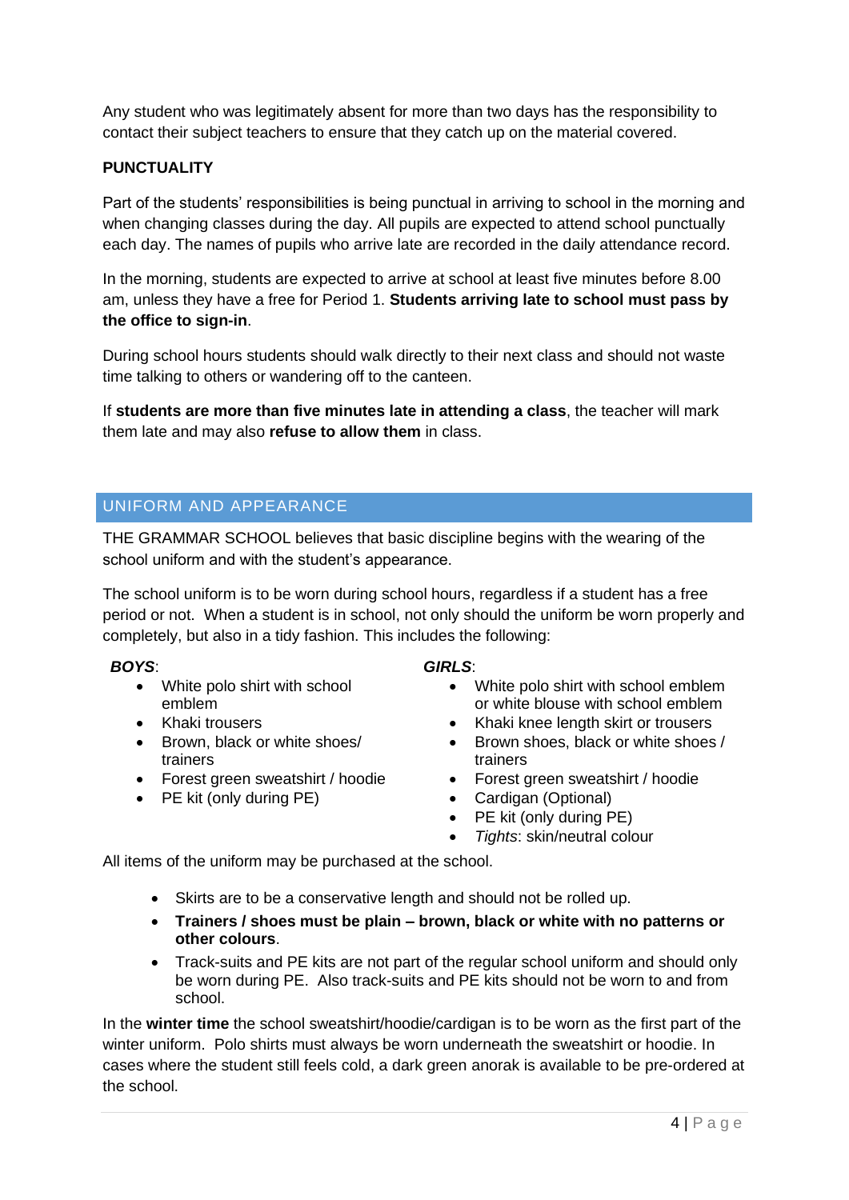Any student who was legitimately absent for more than two days has the responsibility to contact their subject teachers to ensure that they catch up on the material covered.

**PUNCTUALITY**

Part of the students' responsibilities is being punctual in arriving to school in the morning and when changing classes during the day. All pupils are expected to attend school punctually each day. The names of pupils who arrive late are recorded in the daily attendance record.

In the morning, students are expected to arrive at school at least five minutes before 8.00 am, unless they have a free for Period 1. **Students arriving late to school must pass by the office to sign-in**.

During school hours students should walk directly to their next class and should not waste time talking to others or wandering off to the canteen.

If **students are more than five minutes late in attending a class**, the teacher will mark them late and may also **refuse to allow them** in class.

## UNIFORM AND APPEARANCE

THE GRAMMAR SCHOOL believes that basic discipline begins with the wearing of the school uniform and with the student's appearance.

The school uniform is to be worn during school hours, regardless if a student has a free period or not. When a student is in school, not only should the uniform be worn properly and completely, but also in a tidy fashion. This includes the following:

***BOYS***:

- White polo shirt with school emblem
- Khaki trousers
- Brown, black or white shoes/ trainers
- Forest green sweatshirt / hoodie
- PE kit (only during PE)

***GIRLS***:

- White polo shirt with school emblem or white blouse with school emblem
- Khaki knee length skirt or trousers
- Brown shoes, black or white shoes / trainers
- Forest green sweatshirt / hoodie
- Cardigan (Optional)
- PE kit (only during PE)
- *Tights*: skin/neutral colour

All items of the uniform may be purchased at the school.

- Skirts are to be a conservative length and should not be rolled up.
- **Trainers / shoes must be plain – brown, black or white with no patterns or other colours**.
- Track-suits and PE kits are not part of the regular school uniform and should only be worn during PE. Also track-suits and PE kits should not be worn to and from school.

In the **winter time** the school sweatshirt/hoodie/cardigan is to be worn as the first part of the winter uniform. Polo shirts must always be worn underneath the sweatshirt or hoodie. In cases where the student still feels cold, a dark green anorak is available to be pre-ordered at the school.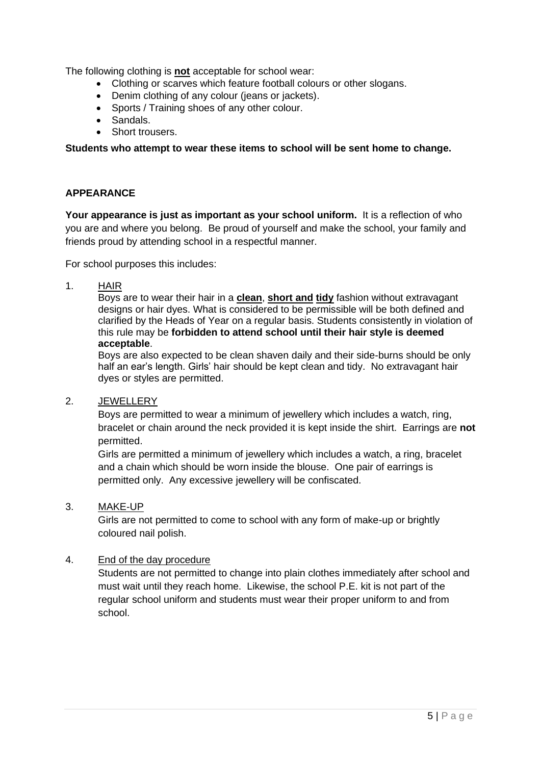The following clothing is **not** acceptable for school wear:

- Clothing or scarves which feature football colours or other slogans.
- Denim clothing of any colour (jeans or jackets).
- Sports / Training shoes of any other colour.
- Sandals.
- Short trousers.

**Students who attempt to wear these items to school will be sent home to change.**

## APPEARANCE

**Your appearance is just as important as your school uniform.** It is a reflection of who you are and where you belong. Be proud of yourself and make the school, your family and friends proud by attending school in a respectful manner.

For school purposes this includes:

1. HAIR

   Boys are to wear their hair in a **clean**, **short and tidy** fashion without extravagant designs or hair dyes. What is considered to be permissible will be both defined and clarified by the Heads of Year on a regular basis. Students consistently in violation of this rule may be **forbidden to attend school until their hair style is deemed acceptable**.

   Boys are also expected to be clean shaven daily and their side-burns should be only half an ear's length. Girls' hair should be kept clean and tidy. No extravagant hair dyes or styles are permitted.

2. JEWELLERY

   Boys are permitted to wear a minimum of jewellery which includes a watch, ring, bracelet or chain around the neck provided it is kept inside the shirt. Earrings are **not** permitted.

   Girls are permitted a minimum of jewellery which includes a watch, a ring, bracelet and a chain which should be worn inside the blouse. One pair of earrings is permitted only. Any excessive jewellery will be confiscated.

3. MAKE-UP

   Girls are not permitted to come to school with any form of make-up or brightly coloured nail polish.

4. End of the day procedure

   Students are not permitted to change into plain clothes immediately after school and must wait until they reach home. Likewise, the school P.E. kit is not part of the regular school uniform and students must wear their proper uniform to and from school.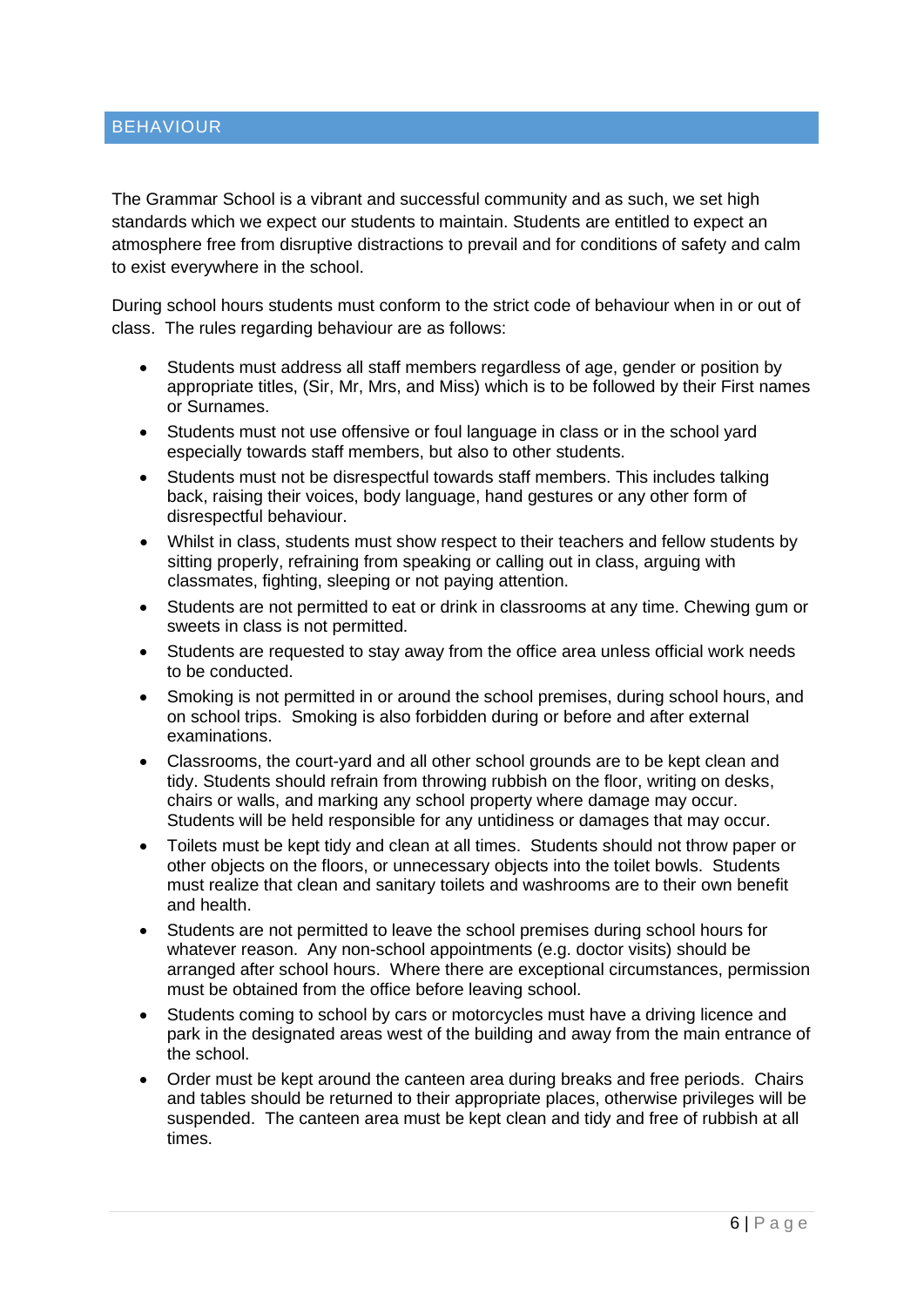## BEHAVIOUR

The Grammar School is a vibrant and successful community and as such, we set high standards which we expect our students to maintain. Students are entitled to expect an atmosphere free from disruptive distractions to prevail and for conditions of safety and calm to exist everywhere in the school.

During school hours students must conform to the strict code of behaviour when in or out of class. The rules regarding behaviour are as follows:

- Students must address all staff members regardless of age, gender or position by appropriate titles, (Sir, Mr, Mrs, and Miss) which is to be followed by their First names or Surnames.
- Students must not use offensive or foul language in class or in the school yard especially towards staff members, but also to other students.
- Students must not be disrespectful towards staff members. This includes talking back, raising their voices, body language, hand gestures or any other form of disrespectful behaviour.
- Whilst in class, students must show respect to their teachers and fellow students by sitting properly, refraining from speaking or calling out in class, arguing with classmates, fighting, sleeping or not paying attention.
- Students are not permitted to eat or drink in classrooms at any time. Chewing gum or sweets in class is not permitted.
- Students are requested to stay away from the office area unless official work needs to be conducted.
- Smoking is not permitted in or around the school premises, during school hours, and on school trips. Smoking is also forbidden during or before and after external examinations.
- Classrooms, the court-yard and all other school grounds are to be kept clean and tidy. Students should refrain from throwing rubbish on the floor, writing on desks, chairs or walls, and marking any school property where damage may occur. Students will be held responsible for any untidiness or damages that may occur.
- Toilets must be kept tidy and clean at all times. Students should not throw paper or other objects on the floors, or unnecessary objects into the toilet bowls. Students must realize that clean and sanitary toilets and washrooms are to their own benefit and health.
- Students are not permitted to leave the school premises during school hours for whatever reason. Any non-school appointments (e.g. doctor visits) should be arranged after school hours. Where there are exceptional circumstances, permission must be obtained from the office before leaving school.
- Students coming to school by cars or motorcycles must have a driving licence and park in the designated areas west of the building and away from the main entrance of the school.
- Order must be kept around the canteen area during breaks and free periods. Chairs and tables should be returned to their appropriate places, otherwise privileges will be suspended. The canteen area must be kept clean and tidy and free of rubbish at all times.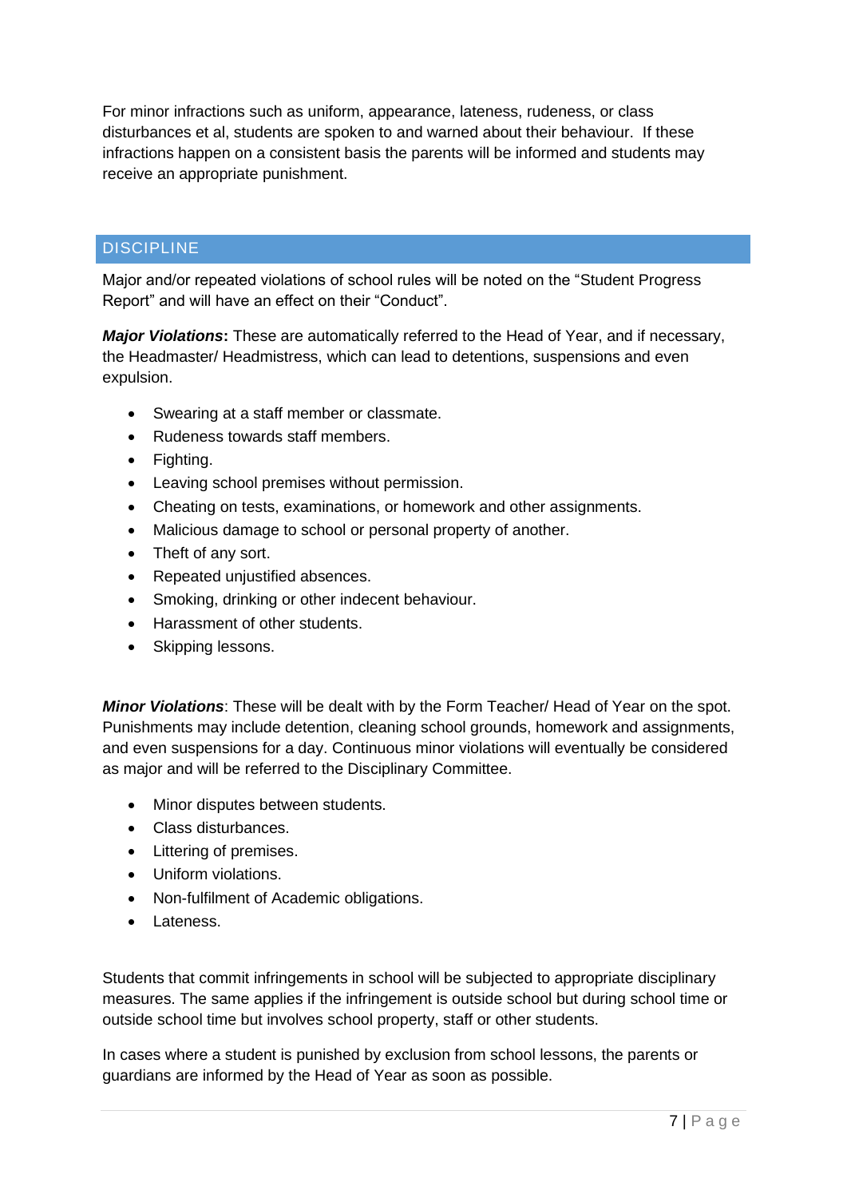For minor infractions such as uniform, appearance, lateness, rudeness, or class disturbances et al, students are spoken to and warned about their behaviour. If these infractions happen on a consistent basis the parents will be informed and students may receive an appropriate punishment.

## DISCIPLINE

Major and/or repeated violations of school rules will be noted on the "Student Progress Report" and will have an effect on their "Conduct".

***Major Violations*:** These are automatically referred to the Head of Year, and if necessary, the Headmaster/ Headmistress, which can lead to detentions, suspensions and even expulsion.

- Swearing at a staff member or classmate.
- Rudeness towards staff members.
- Fighting.
- Leaving school premises without permission.
- Cheating on tests, examinations, or homework and other assignments.
- Malicious damage to school or personal property of another.
- Theft of any sort.
- Repeated unjustified absences.
- Smoking, drinking or other indecent behaviour.
- Harassment of other students.
- Skipping lessons.

***Minor Violations***: These will be dealt with by the Form Teacher/ Head of Year on the spot. Punishments may include detention, cleaning school grounds, homework and assignments, and even suspensions for a day. Continuous minor violations will eventually be considered as major and will be referred to the Disciplinary Committee.

- Minor disputes between students.
- Class disturbances.
- Littering of premises.
- Uniform violations.
- Non-fulfilment of Academic obligations.
- Lateness.

Students that commit infringements in school will be subjected to appropriate disciplinary measures. The same applies if the infringement is outside school but during school time or outside school time but involves school property, staff or other students.

In cases where a student is punished by exclusion from school lessons, the parents or guardians are informed by the Head of Year as soon as possible.